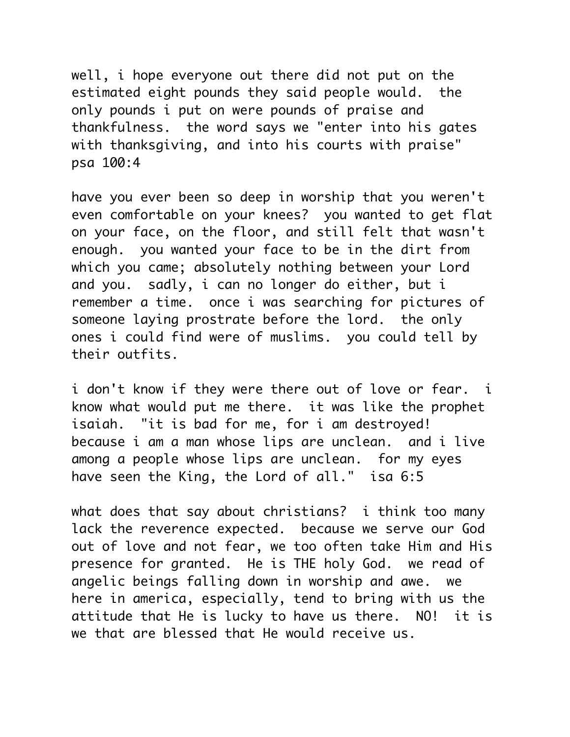well, i hope everyone out there did not put on the estimated eight pounds they said people would.  the only pounds i put on were pounds of praise and thankfulness.  the word says we "enter into his gates with thanksgiving, and into his courts with praise" psa 100:4

have you ever been so deep in worship that you weren't even comfortable on your knees?  you wanted to get flat on your face, on the floor, and still felt that wasn't enough.  you wanted your face to be in the dirt from which you came; absolutely nothing between your Lord and you.  sadly, i can no longer do either, but i remember a time.  once i was searching for pictures of someone laying prostrate before the lord.  the only ones i could find were of muslims.  you could tell by their outfits.

i don't know if they were there out of love or fear.  i know what would put me there.  it was like the prophet isaiah.  "it is bad for me, for i am destroyed! because i am a man whose lips are unclean.  and i live among a people whose lips are unclean.  for my eyes have seen the King, the Lord of all."  isa 6:5

what does that say about christians?  i think too many lack the reverence expected.  because we serve our God out of love and not fear, we too often take Him and His presence for granted.  He is THE holy God.  we read of angelic beings falling down in worship and awe.  we here in america, especially, tend to bring with us the attitude that He is lucky to have us there.  NO!  it is we that are blessed that He would receive us.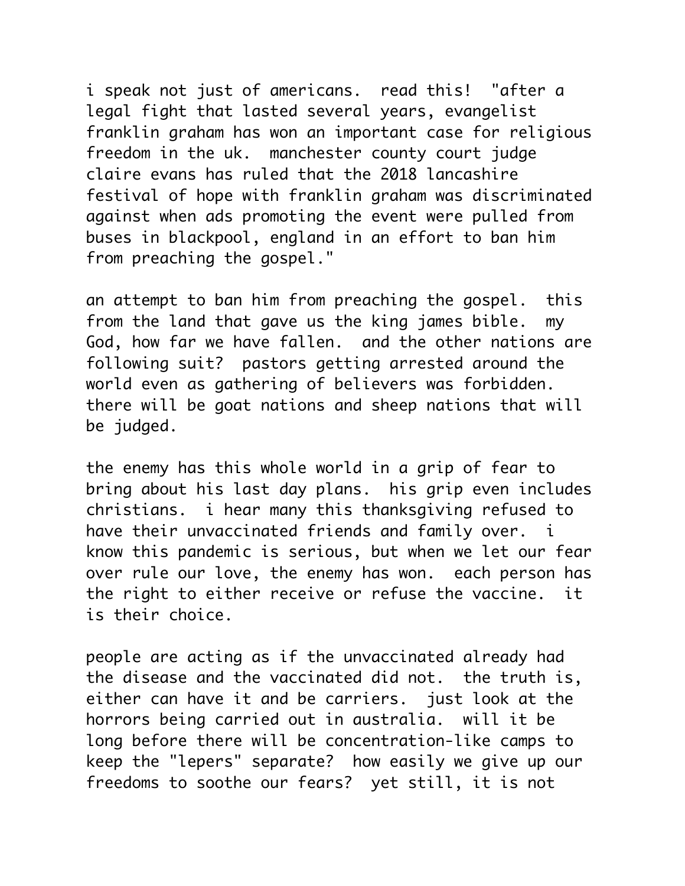i speak not just of americans.  read this!  "after a legal fight that lasted several years, evangelist franklin graham has won an important case for religious freedom in the uk.  manchester county court judge claire evans has ruled that the 2018 lancashire festival of hope with franklin graham was discriminated against when ads promoting the event were pulled from buses in blackpool, england in an effort to ban him from preaching the gospel."

an attempt to ban him from preaching the gospel.  this from the land that gave us the king james bible.  my God, how far we have fallen.  and the other nations are following suit?  pastors getting arrested around the world even as gathering of believers was forbidden. there will be goat nations and sheep nations that will be judged.

the enemy has this whole world in a grip of fear to bring about his last day plans.  his grip even includes christians.  i hear many this thanksgiving refused to have their unvaccinated friends and family over.  i know this pandemic is serious, but when we let our fear over rule our love, the enemy has won.  each person has the right to either receive or refuse the vaccine.  it is their choice.

people are acting as if the unvaccinated already had the disease and the vaccinated did not.  the truth is, either can have it and be carriers.  just look at the horrors being carried out in australia.  will it be long before there will be concentration-like camps to keep the "lepers" separate?  how easily we give up our freedoms to soothe our fears?  yet still, it is not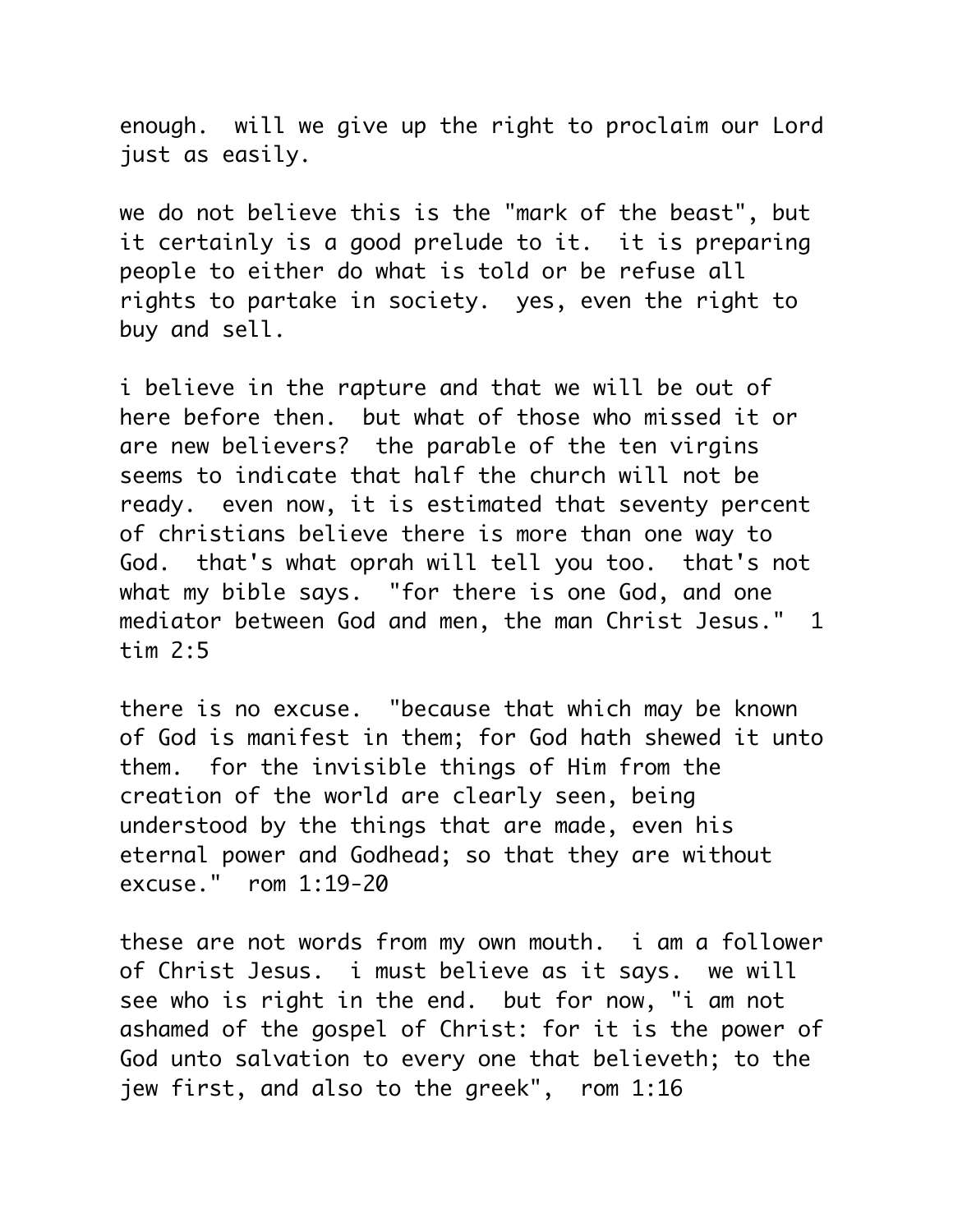enough.  will we give up the right to proclaim our Lord just as easily.

we do not believe this is the "mark of the beast", but it certainly is a good prelude to it.  it is preparing people to either do what is told or be refuse all rights to partake in society.  yes, even the right to buy and sell.

i believe in the rapture and that we will be out of here before then.  but what of those who missed it or are new believers?  the parable of the ten virgins seems to indicate that half the church will not be ready.  even now, it is estimated that seventy percent of christians believe there is more than one way to God.  that's what oprah will tell you too.  that's not what my bible says.  "for there is one God, and one mediator between God and men, the man Christ Jesus."  1 tim 2:5

there is no excuse.  "because that which may be known of God is manifest in them; for God hath shewed it unto them.  for the invisible things of Him from the creation of the world are clearly seen, being understood by the things that are made, even his eternal power and Godhead; so that they are without excuse."  rom 1:19-20

these are not words from my own mouth.  i am a follower of Christ Jesus.  i must believe as it says.  we will see who is right in the end.  but for now, "i am not ashamed of the gospel of Christ: for it is the power of God unto salvation to every one that believeth; to the jew first, and also to the greek",  rom 1:16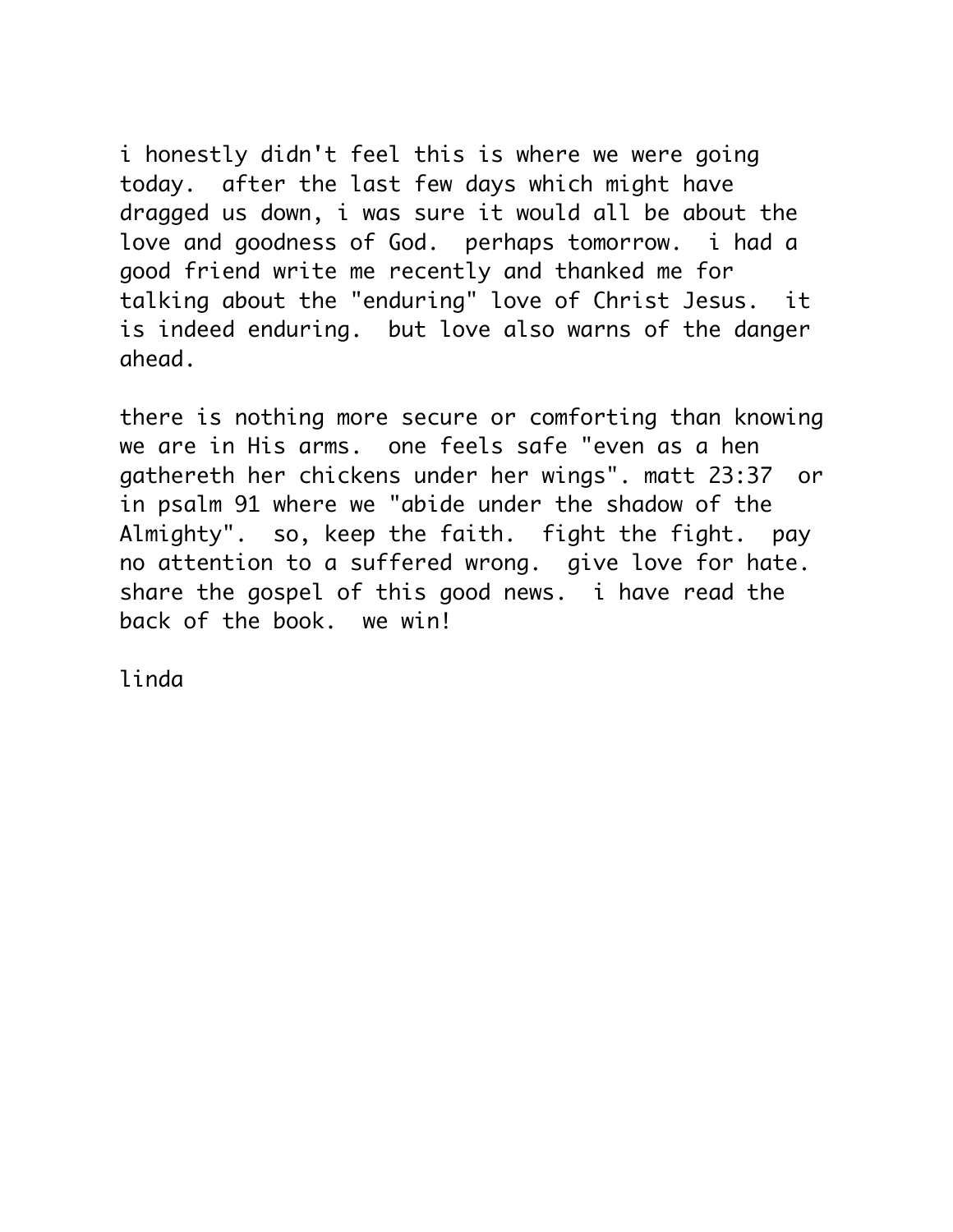i honestly didn't feel this is where we were going today. after the last few days which might have dragged us down, i was sure it would all be about the love and goodness of God. perhaps tomorrow. i had a good friend write me recently and thanked me for talking about the "enduring" love of Christ Jesus. it is indeed enduring. but love also warns of the danger ahead.

there is nothing more secure or comforting than knowing we are in His arms. one feels safe "even as a hen gathereth her chickens under her wings". matt 23:37 or in psalm 91 where we "abide under the shadow of the Almighty". so, keep the faith. fight the fight. pay no attention to a suffered wrong. give love for hate. share the gospel of this good news. i have read the back of the book. we win!

linda